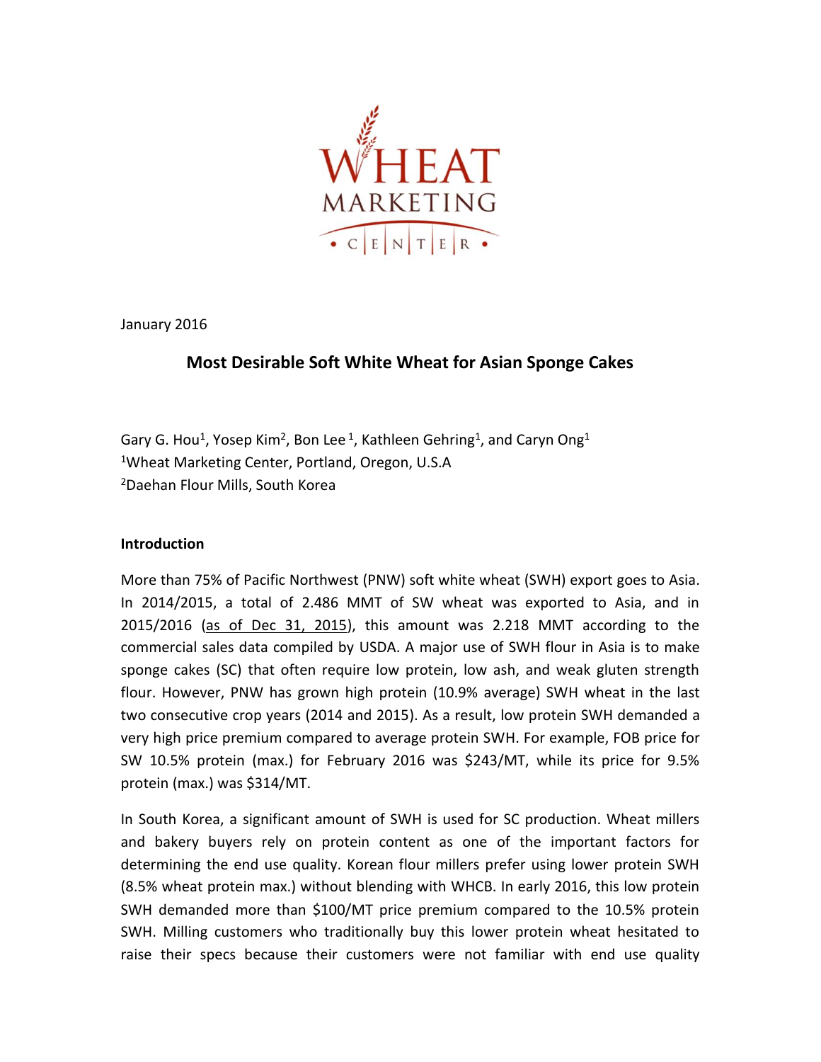WHEAT MARKETING CENTER

January 2016

# Most Desirable Soft White Wheat for Asian Sponge Cakes

Gary G. Hou[1], Yosep Kim[2], Bon Lee [1], Kathleen Gehring[1], and Caryn Ong[1]

[1]Wheat Marketing Center, Portland, Oregon, U.S.A

[2]Daehan Flour Mills, South Korea

## Introduction

More than 75% of Pacific Northwest (PNW) soft white wheat (SWH) export goes to Asia. In 2014/2015, a total of 2.486 MMT of SW wheat was exported to Asia, and in 2015/2016 (as of Dec 31, 2015), this amount was 2.218 MMT according to the commercial sales data compiled by USDA. A major use of SWH flour in Asia is to make sponge cakes (SC) that often require low protein, low ash, and weak gluten strength flour. However, PNW has grown high protein (10.9% average) SWH wheat in the last two consecutive crop years (2014 and 2015). As a result, low protein SWH demanded a very high price premium compared to average protein SWH. For example, FOB price for SW 10.5% protein (max.) for February 2016 was $243/MT, while its price for 9.5% protein (max.) was $314/MT.

In South Korea, a significant amount of SWH is used for SC production. Wheat millers and bakery buyers rely on protein content as one of the important factors for determining the end use quality. Korean flour millers prefer using lower protein SWH (8.5% wheat protein max.) without blending with WHCB. In early 2016, this low protein SWH demanded more than $100/MT price premium compared to the 10.5% protein SWH. Milling customers who traditionally buy this lower protein wheat hesitated to raise their specs because their customers were not familiar with end use quality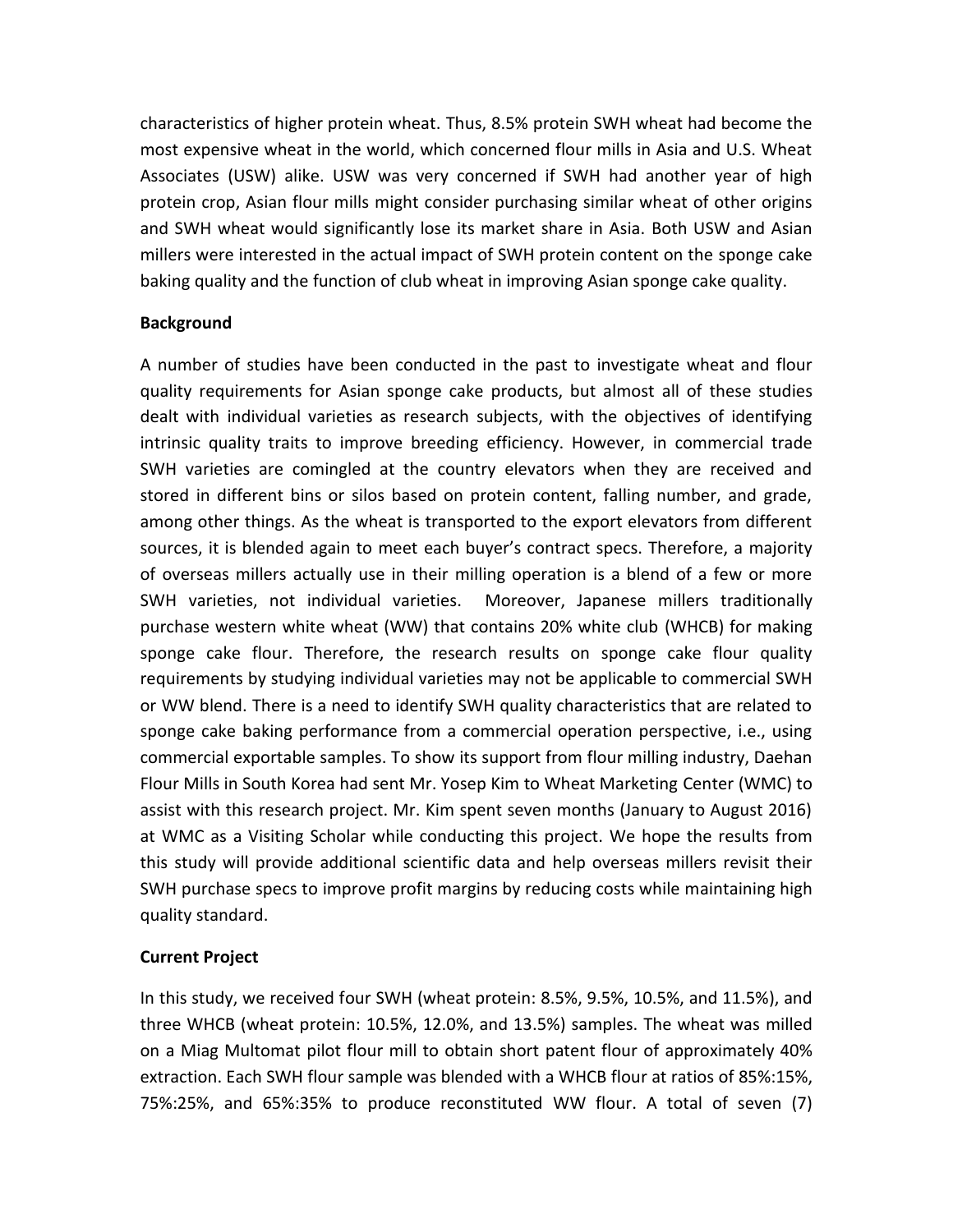characteristics of higher protein wheat. Thus, 8.5% protein SWH wheat had become the most expensive wheat in the world, which concerned flour mills in Asia and U.S. Wheat Associates (USW) alike. USW was very concerned if SWH had another year of high protein crop, Asian flour mills might consider purchasing similar wheat of other origins and SWH wheat would significantly lose its market share in Asia. Both USW and Asian millers were interested in the actual impact of SWH protein content on the sponge cake baking quality and the function of club wheat in improving Asian sponge cake quality.

**Background**

A number of studies have been conducted in the past to investigate wheat and flour quality requirements for Asian sponge cake products, but almost all of these studies dealt with individual varieties as research subjects, with the objectives of identifying intrinsic quality traits to improve breeding efficiency. However, in commercial trade SWH varieties are comingled at the country elevators when they are received and stored in different bins or silos based on protein content, falling number, and grade, among other things. As the wheat is transported to the export elevators from different sources, it is blended again to meet each buyer's contract specs. Therefore, a majority of overseas millers actually use in their milling operation is a blend of a few or more SWH varieties, not individual varieties. Moreover, Japanese millers traditionally purchase western white wheat (WW) that contains 20% white club (WHCB) for making sponge cake flour. Therefore, the research results on sponge cake flour quality requirements by studying individual varieties may not be applicable to commercial SWH or WW blend. There is a need to identify SWH quality characteristics that are related to sponge cake baking performance from a commercial operation perspective, i.e., using commercial exportable samples. To show its support from flour milling industry, Daehan Flour Mills in South Korea had sent Mr. Yosep Kim to Wheat Marketing Center (WMC) to assist with this research project. Mr. Kim spent seven months (January to August 2016) at WMC as a Visiting Scholar while conducting this project. We hope the results from this study will provide additional scientific data and help overseas millers revisit their SWH purchase specs to improve profit margins by reducing costs while maintaining high quality standard.

**Current Project**

In this study, we received four SWH (wheat protein: 8.5%, 9.5%, 10.5%, and 11.5%), and three WHCB (wheat protein: 10.5%, 12.0%, and 13.5%) samples. The wheat was milled on a Miag Multomat pilot flour mill to obtain short patent flour of approximately 40% extraction. Each SWH flour sample was blended with a WHCB flour at ratios of 85%:15%, 75%:25%, and 65%:35% to produce reconstituted WW flour. A total of seven (7)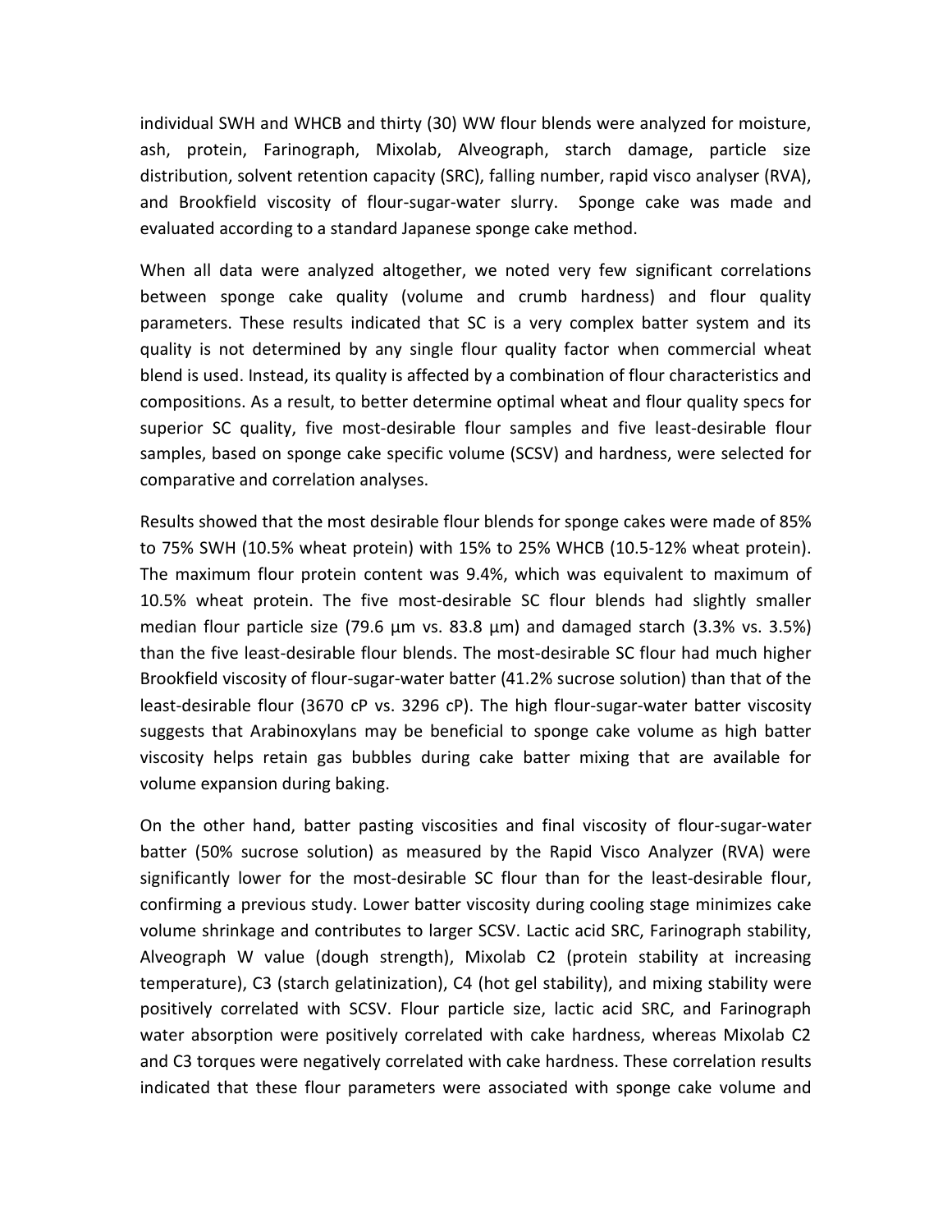individual SWH and WHCB and thirty (30) WW flour blends were analyzed for moisture, ash, protein, Farinograph, Mixolab, Alveograph, starch damage, particle size distribution, solvent retention capacity (SRC), falling number, rapid visco analyser (RVA), and Brookfield viscosity of flour-sugar-water slurry. Sponge cake was made and evaluated according to a standard Japanese sponge cake method.

When all data were analyzed altogether, we noted very few significant correlations between sponge cake quality (volume and crumb hardness) and flour quality parameters. These results indicated that SC is a very complex batter system and its quality is not determined by any single flour quality factor when commercial wheat blend is used. Instead, its quality is affected by a combination of flour characteristics and compositions. As a result, to better determine optimal wheat and flour quality specs for superior SC quality, five most-desirable flour samples and five least-desirable flour samples, based on sponge cake specific volume (SCSV) and hardness, were selected for comparative and correlation analyses.

Results showed that the most desirable flour blends for sponge cakes were made of 85% to 75% SWH (10.5% wheat protein) with 15% to 25% WHCB (10.5-12% wheat protein). The maximum flour protein content was 9.4%, which was equivalent to maximum of 10.5% wheat protein. The five most-desirable SC flour blends had slightly smaller median flour particle size (79.6 µm vs. 83.8 µm) and damaged starch (3.3% vs. 3.5%) than the five least-desirable flour blends. The most-desirable SC flour had much higher Brookfield viscosity of flour-sugar-water batter (41.2% sucrose solution) than that of the least-desirable flour (3670 cP vs. 3296 cP). The high flour-sugar-water batter viscosity suggests that Arabinoxylans may be beneficial to sponge cake volume as high batter viscosity helps retain gas bubbles during cake batter mixing that are available for volume expansion during baking.

On the other hand, batter pasting viscosities and final viscosity of flour-sugar-water batter (50% sucrose solution) as measured by the Rapid Visco Analyzer (RVA) were significantly lower for the most-desirable SC flour than for the least-desirable flour, confirming a previous study. Lower batter viscosity during cooling stage minimizes cake volume shrinkage and contributes to larger SCSV. Lactic acid SRC, Farinograph stability, Alveograph W value (dough strength), Mixolab C2 (protein stability at increasing temperature), C3 (starch gelatinization), C4 (hot gel stability), and mixing stability were positively correlated with SCSV. Flour particle size, lactic acid SRC, and Farinograph water absorption were positively correlated with cake hardness, whereas Mixolab C2 and C3 torques were negatively correlated with cake hardness. These correlation results indicated that these flour parameters were associated with sponge cake volume and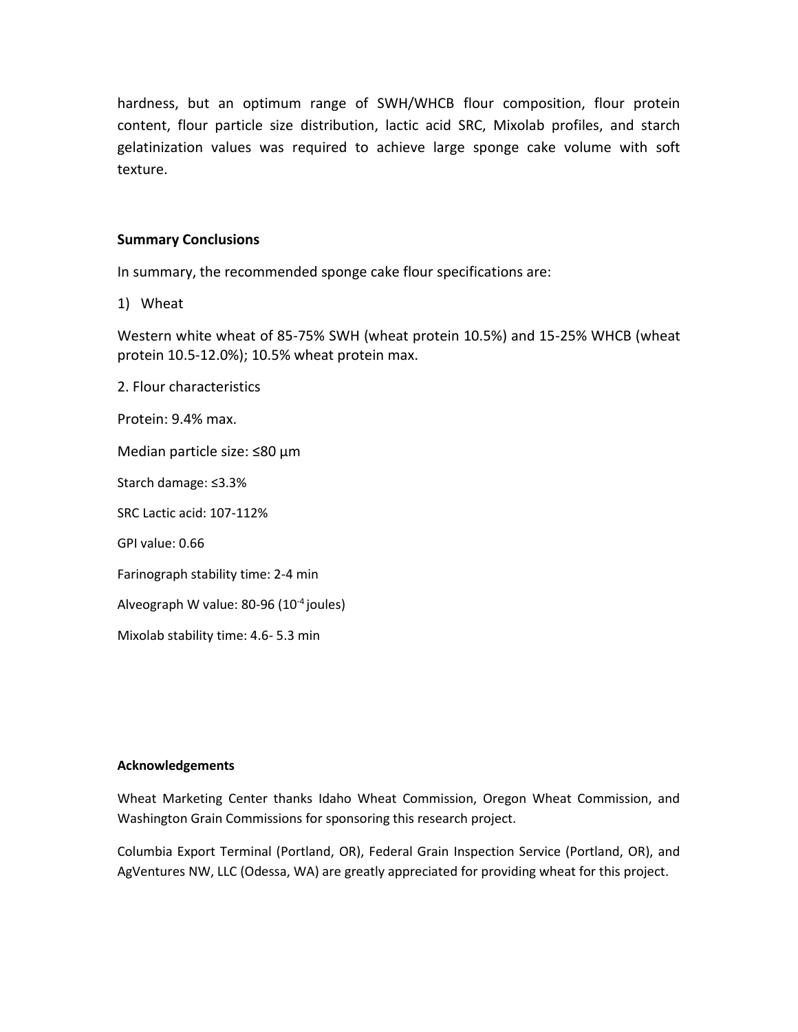hardness, but an optimum range of SWH/WHCB flour composition, flour protein content, flour particle size distribution, lactic acid SRC, Mixolab profiles, and starch gelatinization values was required to achieve large sponge cake volume with soft texture.

**Summary Conclusions**

In summary, the recommended sponge cake flour specifications are:

1) Wheat

Western white wheat of 85-75% SWH (wheat protein 10.5%) and 15-25% WHCB (wheat protein 10.5-12.0%); 10.5% wheat protein max.

2. Flour characteristics

Protein: 9.4% max.

Median particle size: ≤80 µm

Starch damage: ≤3.3%

SRC Lactic acid: 107-112%

GPI value: 0.66

Farinograph stability time: 2-4 min

Alveograph W value: 80-96 ($10^{-4}$ joules)

Mixolab stability time: 4.6- 5.3 min

**Acknowledgements**

Wheat Marketing Center thanks Idaho Wheat Commission, Oregon Wheat Commission, and Washington Grain Commissions for sponsoring this research project.

Columbia Export Terminal (Portland, OR), Federal Grain Inspection Service (Portland, OR), and AgVentures NW, LLC (Odessa, WA) are greatly appreciated for providing wheat for this project.